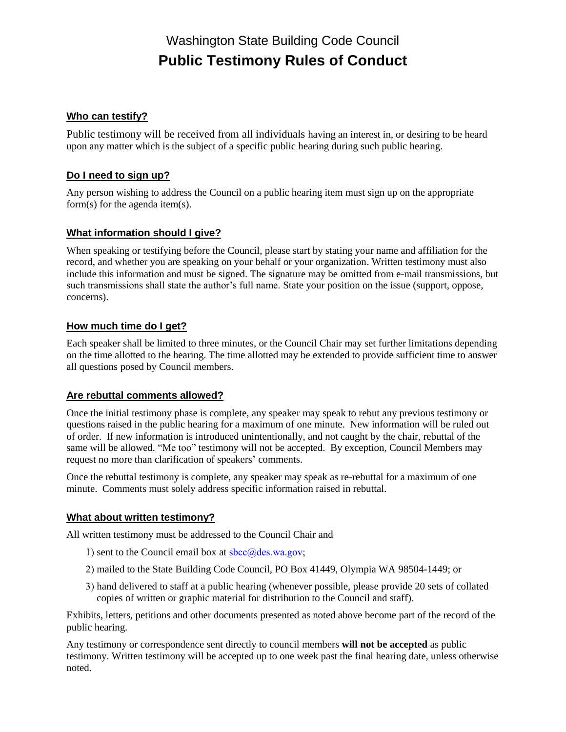# Washington State Building Code Council

# Public Testimony Rules of Conduct

## Who can testify?

Public testimony will be received from all individuals having an interest in, or desiring to be heard upon any matter which is the subject of a specific public hearing during such public hearing.

## Do I need to sign up?

Any person wishing to address the Council on a public hearing item must sign up on the appropriate form(s) for the agenda item(s).

## What information should I give?

When speaking or testifying before the Council, please start by stating your name and affiliation for the record, and whether you are speaking on your behalf or your organization. Written testimony must also include this information and must be signed. The signature may be omitted from e-mail transmissions, but such transmissions shall state the author's full name. State your position on the issue (support, oppose, concerns).

## How much time do I get?

Each speaker shall be limited to three minutes, or the Council Chair may set further limitations depending on the time allotted to the hearing. The time allotted may be extended to provide sufficient time to answer all questions posed by Council members.

## Are rebuttal comments allowed?

Once the initial testimony phase is complete, any speaker may speak to rebut any previous testimony or questions raised in the public hearing for a maximum of one minute. New information will be ruled out of order. If new information is introduced unintentionally, and not caught by the chair, rebuttal of the same will be allowed. "Me too" testimony will not be accepted. By exception, Council Members may request no more than clarification of speakers' comments.

Once the rebuttal testimony is complete, any speaker may speak as re-rebuttal for a maximum of one minute. Comments must solely address specific information raised in rebuttal.

## What about written testimony?

All written testimony must be addressed to the Council Chair and

1) sent to the Council email box at sbcc@des.wa.gov;
2) mailed to the State Building Code Council, PO Box 41449, Olympia WA 98504-1449; or
3) hand delivered to staff at a public hearing (whenever possible, please provide 20 sets of collated copies of written or graphic material for distribution to the Council and staff).

Exhibits, letters, petitions and other documents presented as noted above become part of the record of the public hearing.

Any testimony or correspondence sent directly to council members **will not be accepted** as public testimony. Written testimony will be accepted up to one week past the final hearing date, unless otherwise noted.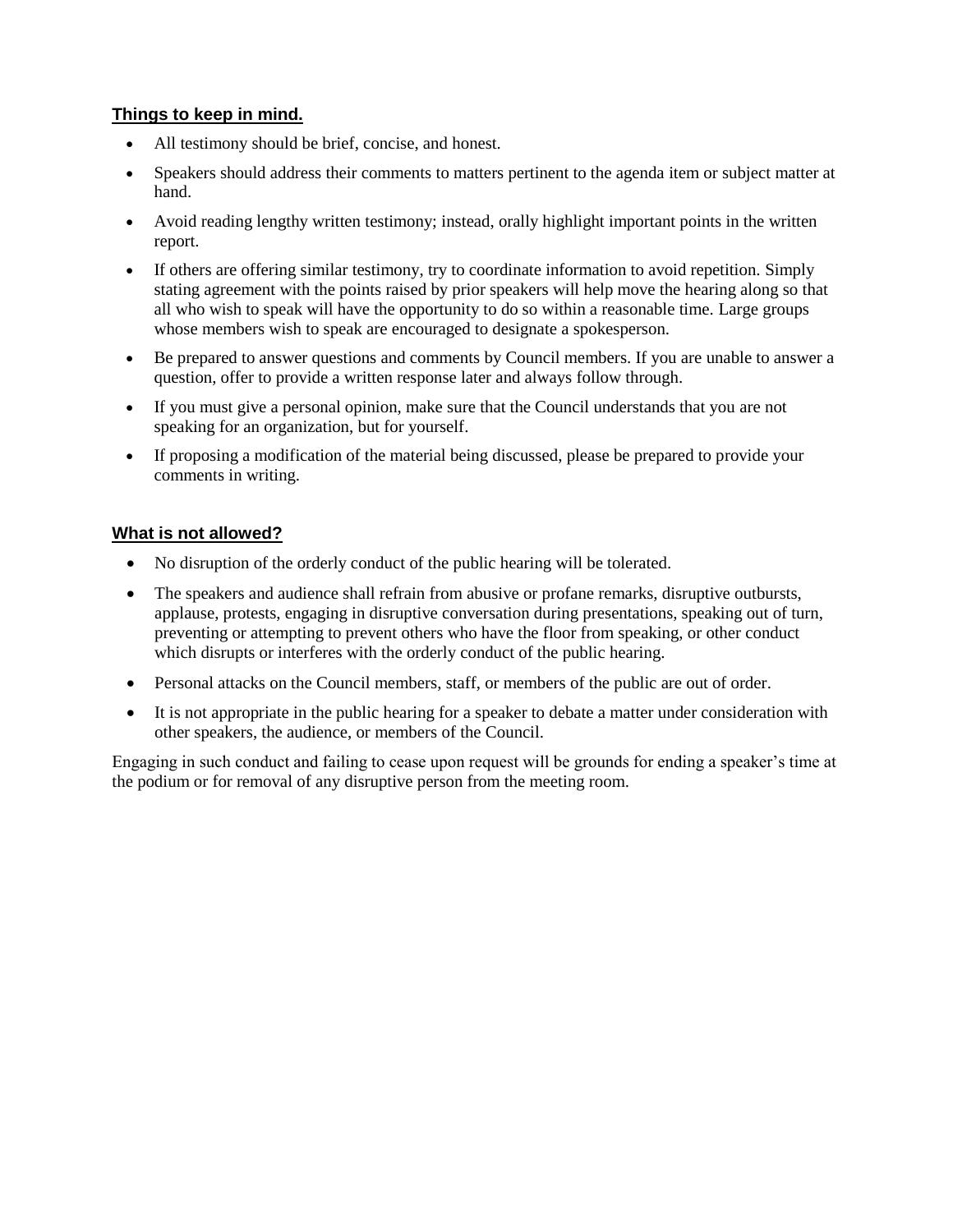## **Things to keep in mind.**

- All testimony should be brief, concise, and honest.
- Speakers should address their comments to matters pertinent to the agenda item or subject matter at hand.
- Avoid reading lengthy written testimony; instead, orally highlight important points in the written report.
- If others are offering similar testimony, try to coordinate information to avoid repetition. Simply stating agreement with the points raised by prior speakers will help move the hearing along so that all who wish to speak will have the opportunity to do so within a reasonable time. Large groups whose members wish to speak are encouraged to designate a spokesperson.
- Be prepared to answer questions and comments by Council members. If you are unable to answer a question, offer to provide a written response later and always follow through.
- If you must give a personal opinion, make sure that the Council understands that you are not speaking for an organization, but for yourself.
- If proposing a modification of the material being discussed, please be prepared to provide your comments in writing.

## **What is not allowed?**

- No disruption of the orderly conduct of the public hearing will be tolerated.
- The speakers and audience shall refrain from abusive or profane remarks, disruptive outbursts, applause, protests, engaging in disruptive conversation during presentations, speaking out of turn, preventing or attempting to prevent others who have the floor from speaking, or other conduct which disrupts or interferes with the orderly conduct of the public hearing.
- Personal attacks on the Council members, staff, or members of the public are out of order.
- It is not appropriate in the public hearing for a speaker to debate a matter under consideration with other speakers, the audience, or members of the Council.

Engaging in such conduct and failing to cease upon request will be grounds for ending a speaker's time at the podium or for removal of any disruptive person from the meeting room.